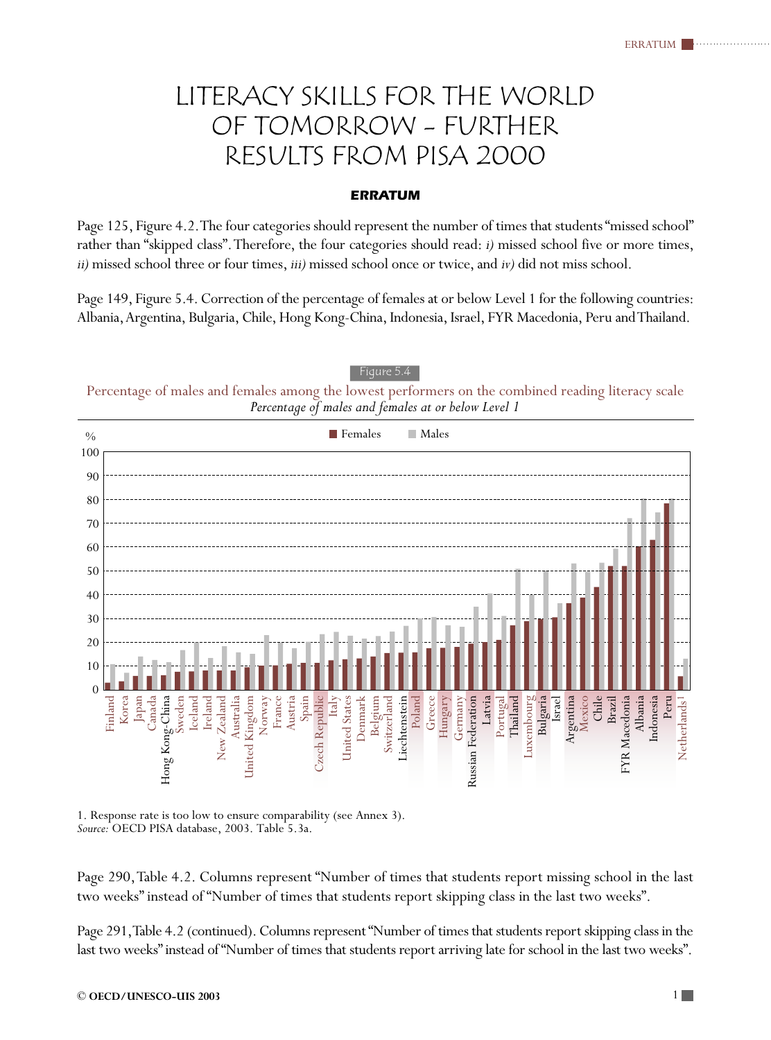# LITERACY SKILLS FOR THE WORLD OF TOMORROW – FURTHER RESULTS FROM PISA 2000

## ERRATUM

Page 125, Figure 4.2. The four categories should represent the number of times that students "missed school" rather than "skipped class". Therefore, the four categories should read: *i)* missed school five or more times, *ii)* missed school three or four times, *iii)* missed school once or twice, and *iv)* did not miss school.

Page 149, Figure 5.4. Correction of the percentage of females at or below Level 1 for the following countries: Albania, Argentina, Bulgaria, Chile, Hong Kong-China, Indonesia, Israel, FYR Macedonia, Peru and Thailand.

Figure 5.4

Percentage of males and females among the lowest performers on the combined reading literacy scale

*Percentage of males and females at or below Level 1*

1. Response rate is too low to ensure comparability (see Annex 3).
*Source:* OECD PISA database, 2003. Table 5.3a.

Page 290, Table 4.2. Columns represent "Number of times that students report missing school in the last two weeks" instead of "Number of times that students report skipping class in the last two weeks".

Page 291, Table 4.2 (continued). Columns represent "Number of times that students report skipping class in the last two weeks" instead of "Number of times that students report arriving late for school in the last two weeks".

© OECD/UNESCO-UIS 2003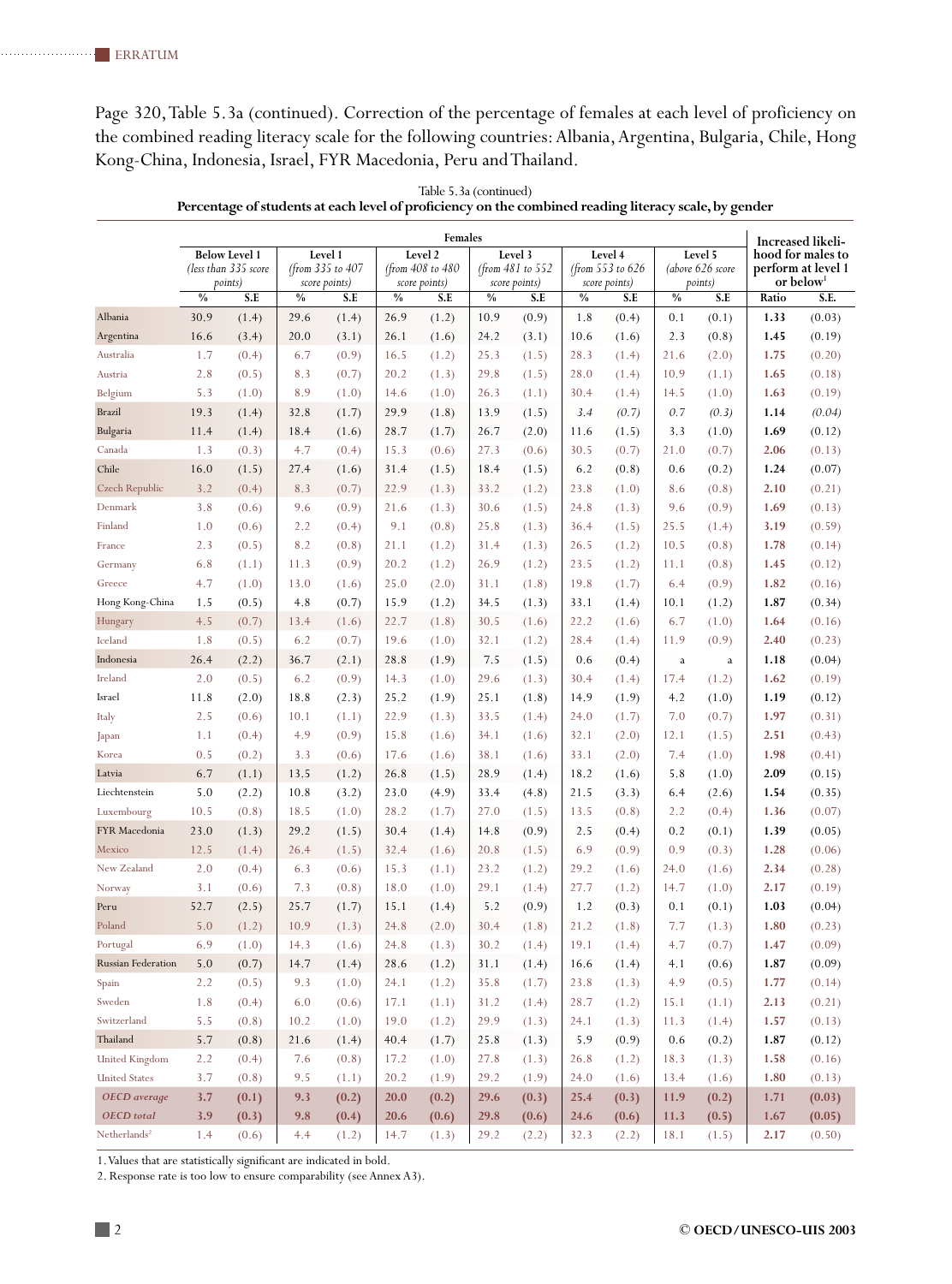Page 320, Table 5.3a (continued). Correction of the percentage of females at each level of proficiency on the combined reading literacy scale for the following countries: Albania, Argentina, Bulgaria, Chile, Hong Kong-China, Indonesia, Israel, FYR Macedonia, Peru and Thailand.

Table 5.3a (continued)

**Percentage of students at each level of proficiency on the combined reading literacy scale, by gender**

| | Females | | | | | | | | | | | | Increased likelihood for males to perform at level 1 or below[1] | |
|---|---|---|---|---|---|---|---|---|---|---|---|---|---|---|
| | Below Level 1 *(less than 335 score points)* | | Level 1 *(from 335 to 407 score points)* | | Level 2 *(from 408 to 480 score points)* | | Level 3 *(from 481 to 552 score points)* | | Level 4 *(from 553 to 626 score points)* | | Level 5 *(above 626 score points)* | | | |
| | % | S.E | % | S.E | % | S.E | % | S.E | % | S.E | % | S.E | Ratio | S.E. |
| Albania | 30.9 | (1.4) | 29.6 | (1.4) | 26.9 | (1.2) | 10.9 | (0.9) | 1.8 | (0.4) | 0.1 | (0.1) | **1.33** | (0.03) |
| Argentina | 16.6 | (3.4) | 20.0 | (3.1) | 26.1 | (1.6) | 24.2 | (3.1) | 10.6 | (1.6) | 2.3 | (0.8) | **1.45** | (0.19) |
| Australia | 1.7 | (0.4) | 6.7 | (0.9) | 16.5 | (1.2) | 25.3 | (1.5) | 28.3 | (1.4) | 21.6 | (2.0) | **1.75** | (0.20) |
| Austria | 2.8 | (0.5) | 8.3 | (0.7) | 20.2 | (1.3) | 29.8 | (1.5) | 28.0 | (1.4) | 10.9 | (1.1) | **1.65** | (0.18) |
| Belgium | 5.3 | (1.0) | 8.9 | (1.0) | 14.6 | (1.0) | 26.3 | (1.1) | 30.4 | (1.4) | 14.5 | (1.0) | **1.63** | (0.19) |
| Brazil | 19.3 | (1.4) | 32.8 | (1.7) | 29.9 | (1.8) | 13.9 | (1.5) | *3.4* | *(0.7)* | *0.7* | *(0.3)* | **1.14** | *(0.04)* |
| Bulgaria | 11.4 | (1.4) | 18.4 | (1.6) | 28.7 | (1.7) | 26.7 | (2.0) | 11.6 | (1.5) | 3.3 | (1.0) | **1.69** | (0.12) |
| Canada | 1.3 | (0.3) | 4.7 | (0.4) | 15.3 | (0.6) | 27.3 | (0.6) | 30.5 | (0.7) | 21.0 | (0.7) | **2.06** | (0.13) |
| Chile | 16.0 | (1.5) | 27.4 | (1.6) | 31.4 | (1.5) | 18.4 | (1.5) | 6.2 | (0.8) | 0.6 | (0.2) | **1.24** | (0.07) |
| Czech Republic | 3.2 | (0.4) | 8.3 | (0.7) | 22.9 | (1.3) | 33.2 | (1.2) | 23.8 | (1.0) | 8.6 | (0.8) | **2.10** | (0.21) |
| Denmark | 3.8 | (0.6) | 9.6 | (0.9) | 21.6 | (1.3) | 30.6 | (1.5) | 24.8 | (1.3) | 9.6 | (0.9) | **1.69** | (0.13) |
| Finland | 1.0 | (0.6) | 2.2 | (0.4) | 9.1 | (0.8) | 25.8 | (1.3) | 36.4 | (1.5) | 25.5 | (1.4) | **3.19** | (0.59) |
| France | 2.3 | (0.5) | 8.2 | (0.8) | 21.1 | (1.2) | 31.4 | (1.3) | 26.5 | (1.2) | 10.5 | (0.8) | **1.78** | (0.14) |
| Germany | 6.8 | (1.1) | 11.3 | (0.9) | 20.2 | (1.2) | 26.9 | (1.2) | 23.5 | (1.2) | 11.1 | (0.8) | **1.45** | (0.12) |
| Greece | 4.7 | (1.0) | 13.0 | (1.6) | 25.0 | (2.0) | 31.1 | (1.8) | 19.8 | (1.7) | 6.4 | (0.9) | **1.82** | (0.16) |
| Hong Kong-China | 1.5 | (0.5) | 4.8 | (0.7) | 15.9 | (1.2) | 34.5 | (1.3) | 33.1 | (1.4) | 10.1 | (1.2) | **1.87** | (0.34) |
| Hungary | 4.5 | (0.7) | 13.4 | (1.6) | 22.7 | (1.8) | 30.5 | (1.6) | 22.2 | (1.6) | 6.7 | (1.0) | **1.64** | (0.16) |
| Iceland | 1.8 | (0.5) | 6.2 | (0.7) | 19.6 | (1.0) | 32.1 | (1.2) | 28.4 | (1.4) | 11.9 | (0.9) | **2.40** | (0.23) |
| Indonesia | 26.4 | (2.2) | 36.7 | (2.1) | 28.8 | (1.9) | 7.5 | (1.5) | 0.6 | (0.4) | a | a | **1.18** | (0.04) |
| Ireland | 2.0 | (0.5) | 6.2 | (0.9) | 14.3 | (1.0) | 29.6 | (1.3) | 30.4 | (1.4) | 17.4 | (1.2) | **1.62** | (0.19) |
| Israel | 11.8 | (2.0) | 18.8 | (2.3) | 25.2 | (1.9) | 25.1 | (1.8) | 14.9 | (1.9) | 4.2 | (1.0) | **1.19** | (0.12) |
| Italy | 2.5 | (0.6) | 10.1 | (1.1) | 22.9 | (1.3) | 33.5 | (1.4) | 24.0 | (1.7) | 7.0 | (0.7) | **1.97** | (0.31) |
| Japan | 1.1 | (0.4) | 4.9 | (0.9) | 15.8 | (1.6) | 34.1 | (1.6) | 32.1 | (2.0) | 12.1 | (1.5) | **2.51** | (0.43) |
| Korea | 0.5 | (0.2) | 3.3 | (0.6) | 17.6 | (1.6) | 38.1 | (1.6) | 33.1 | (2.0) | 7.4 | (1.0) | **1.98** | (0.41) |
| Latvia | 6.7 | (1.1) | 13.5 | (1.2) | 26.8 | (1.5) | 28.9 | (1.4) | 18.2 | (1.6) | 5.8 | (1.0) | **2.09** | (0.15) |
| Liechtenstein | 5.0 | (2.2) | 10.8 | (3.2) | 23.0 | (4.9) | 33.4 | (4.8) | 21.5 | (3.3) | 6.4 | (2.6) | **1.54** | (0.35) |
| Luxembourg | 10.5 | (0.8) | 18.5 | (1.0) | 28.2 | (1.7) | 27.0 | (1.5) | 13.5 | (0.8) | 2.2 | (0.4) | **1.36** | (0.07) |
| FYR Macedonia | 23.0 | (1.3) | 29.2 | (1.5) | 30.4 | (1.4) | 14.8 | (0.9) | 2.5 | (0.4) | 0.2 | (0.1) | **1.39** | (0.05) |
| Mexico | 12.5 | (1.4) | 26.4 | (1.5) | 32.4 | (1.6) | 20.8 | (1.5) | 6.9 | (0.9) | 0.9 | (0.3) | **1.28** | (0.06) |
| New Zealand | 2.0 | (0.4) | 6.3 | (0.7) | 15.3 | (1.1) | 23.2 | (1.2) | 29.2 | (1.6) | 24.0 | (1.6) | **2.34** | (0.28) |
| Norway | 3.1 | (0.6) | 7.3 | (0.8) | 18.0 | (1.0) | 29.1 | (1.4) | 27.7 | (1.2) | 14.7 | (1.0) | **2.17** | (0.19) |
| Peru | 52.7 | (2.5) | 25.7 | (1.7) | 15.1 | (1.4) | 5.2 | (0.9) | 1.2 | (0.3) | 0.1 | (0.1) | **1.03** | (0.04) |
| Poland | 5.0 | (1.2) | 10.9 | (1.3) | 24.8 | (2.0) | 30.4 | (1.8) | 21.2 | (1.8) | 7.7 | (1.3) | **1.80** | (0.23) |
| Portugal | 6.9 | (1.0) | 14.3 | (1.6) | 24.8 | (1.3) | 30.2 | (1.4) | 19.1 | (1.4) | 4.7 | (0.7) | **1.47** | (0.09) |
| Russian Federation | 5.0 | (0.7) | 14.7 | (1.4) | 28.6 | (1.2) | 31.1 | (1.4) | 16.6 | (1.4) | 4.1 | (0.6) | **1.87** | (0.09) |
| Spain | 2.2 | (0.5) | 9.3 | (1.0) | 24.1 | (1.2) | 35.8 | (1.7) | 23.8 | (1.3) | 4.9 | (0.5) | **1.77** | (0.14) |
| Sweden | 1.8 | (0.4) | 6.0 | (0.6) | 17.1 | (1.1) | 31.2 | (1.4) | 28.7 | (1.2) | 15.1 | (1.1) | **2.13** | (0.21) |
| Switzerland | 5.5 | (0.8) | 10.2 | (1.0) | 19.0 | (1.2) | 29.9 | (1.3) | 24.1 | (1.3) | 11.3 | (1.4) | **1.57** | (0.13) |
| Thailand | 5.7 | (0.8) | 21.6 | (1.4) | 40.4 | (1.7) | 25.8 | (1.3) | 5.9 | (0.9) | 0.6 | (0.2) | **1.87** | (0.12) |
| United Kingdom | 2.2 | (0.4) | 7.6 | (0.8) | 17.2 | (1.0) | 27.8 | (1.3) | 26.8 | (1.2) | 18.3 | (1.3) | **1.58** | (0.16) |
| United States | 3.7 | (0.8) | 9.5 | (1.1) | 20.2 | (1.9) | 29.2 | (1.9) | 24.0 | (1.6) | 13.4 | (1.6) | **1.80** | (0.13) |
| ***OECD average*** | **3.7** | **(0.1)** | **9.3** | **(0.2)** | **20.0** | **(0.2)** | **29.6** | **(0.3)** | **25.4** | **(0.3)** | **11.9** | **(0.2)** | **1.71** | **(0.03)** |
| ***OECD total*** | **3.9** | **(0.3)** | **9.8** | **(0.4)** | **20.6** | **(0.6)** | **29.8** | **(0.6)** | **24.6** | **(0.6)** | **11.3** | **(0.5)** | **1.67** | **(0.05)** |
| Netherlands[2] | 1.4 | (0.6) | 4.4 | (1.2) | 14.7 | (1.3) | 29.2 | (2.2) | 32.3 | (2.2) | 18.1 | (1.5) | **2.17** | (0.50) |

1. Values that are statistically significant are indicated in bold.
2. Response rate is too low to ensure comparability (see Annex A3).